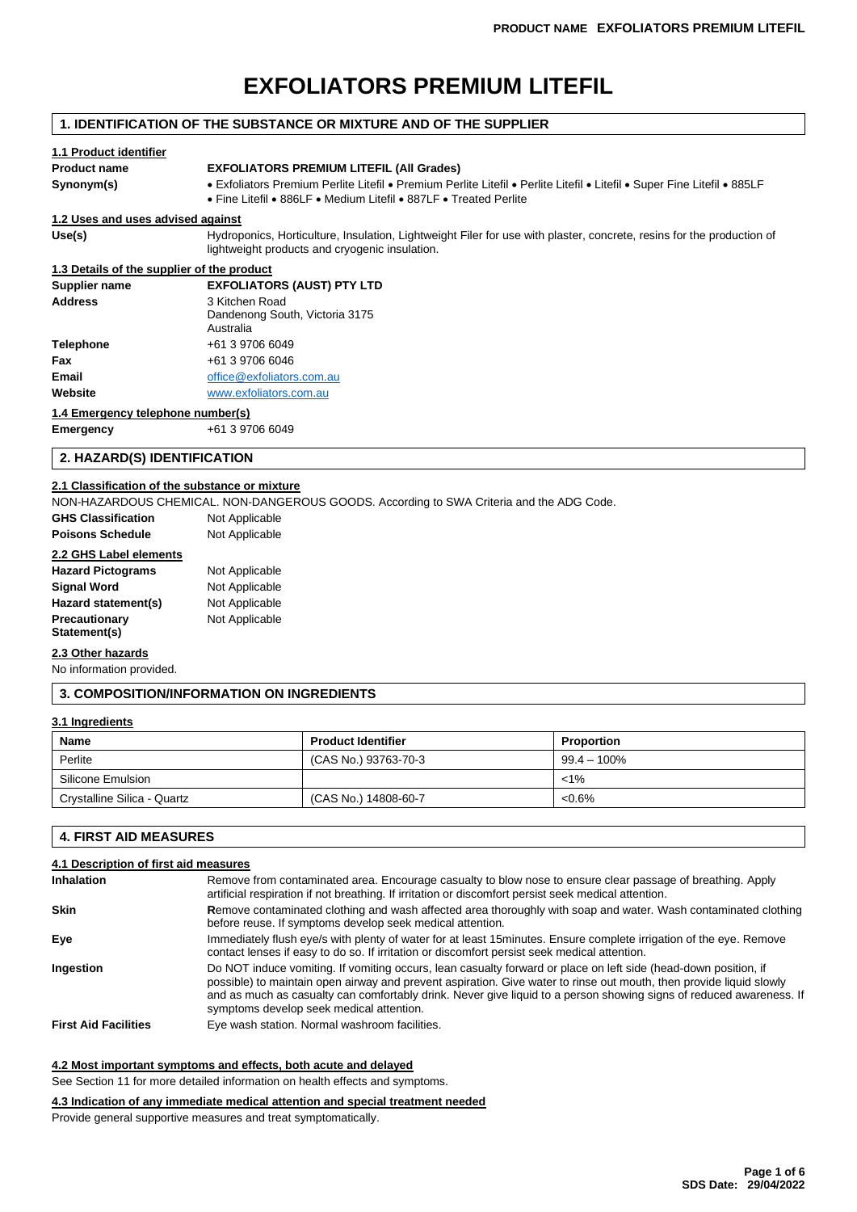# EXFOLIATORS PREMIUM LITEFIL

## 1. IDENTIFICATION OF THE SUBSTANCE OR MIXTURE AND OF THE SUPPLIER

### 1.1 Product identifier

**Product name** **EXFOLIATORS PREMIUM LITEFIL (All Grades)**

**Synonym(s)** • Exfoliators Premium Perlite Litefil • Premium Perlite Litefil • Perlite Litefil • Litefil • Super Fine Litefil • 885LF • Fine Litefil • 886LF • Medium Litefil • 887LF • Treated Perlite

### 1.2 Uses and uses advised against

**Use(s)** Hydroponics, Horticulture, Insulation, Lightweight Filer for use with plaster, concrete, resins for the production of lightweight products and cryogenic insulation.

### 1.3 Details of the supplier of the product

**Supplier name** **EXFOLIATORS (AUST) PTY LTD**

**Address** 3 Kitchen Road
Dandenong South, Victoria 3175
Australia

**Telephone** +61 3 9706 6049

**Fax** +61 3 9706 6046

**Email** office@exfoliators.com.au

**Website** www.exfoliators.com.au

### 1.4 Emergency telephone number(s)

**Emergency** +61 3 9706 6049

## 2. HAZARD(S) IDENTIFICATION

### 2.1 Classification of the substance or mixture

NON-HAZARDOUS CHEMICAL. NON-DANGEROUS GOODS. According to SWA Criteria and the ADG Code.

**GHS Classification** Not Applicable

**Poisons Schedule** Not Applicable

### 2.2 GHS Label elements

**Hazard Pictograms** Not Applicable

**Signal Word** Not Applicable

**Hazard statement(s)** Not Applicable

**Precautionary Statement(s)** Not Applicable

### 2.3 Other hazards

No information provided.

## 3. COMPOSITION/INFORMATION ON INGREDIENTS

### 3.1 Ingredients

| Name | Product Identifier | Proportion |
|---|---|---|
| Perlite | (CAS No.) 93763-70-3 | 99.4 – 100% |
| Silicone Emulsion | | <1% |
| Crystalline Silica - Quartz | (CAS No.) 14808-60-7 | <0.6% |

## 4. FIRST AID MEASURES

### 4.1 Description of first aid measures

**Inhalation** Remove from contaminated area. Encourage casualty to blow nose to ensure clear passage of breathing. Apply artificial respiration if not breathing. If irritation or discomfort persist seek medical attention.

**Skin** Remove contaminated clothing and wash affected area thoroughly with soap and water. Wash contaminated clothing before reuse. If symptoms develop seek medical attention.

**Eye** Immediately flush eye/s with plenty of water for at least 15minutes. Ensure complete irrigation of the eye. Remove contact lenses if easy to do so. If irritation or discomfort persist seek medical attention.

**Ingestion** Do NOT induce vomiting. If vomiting occurs, lean casualty forward or place on left side (head-down position, if possible) to maintain open airway and prevent aspiration. Give water to rinse out mouth, then provide liquid slowly and as much as casualty can comfortably drink. Never give liquid to a person showing signs of reduced awareness. If symptoms develop seek medical attention.

**First Aid Facilities** Eye wash station. Normal washroom facilities.

### 4.2 Most important symptoms and effects, both acute and delayed

See Section 11 for more detailed information on health effects and symptoms.

### 4.3 Indication of any immediate medical attention and special treatment needed

Provide general supportive measures and treat symptomatically.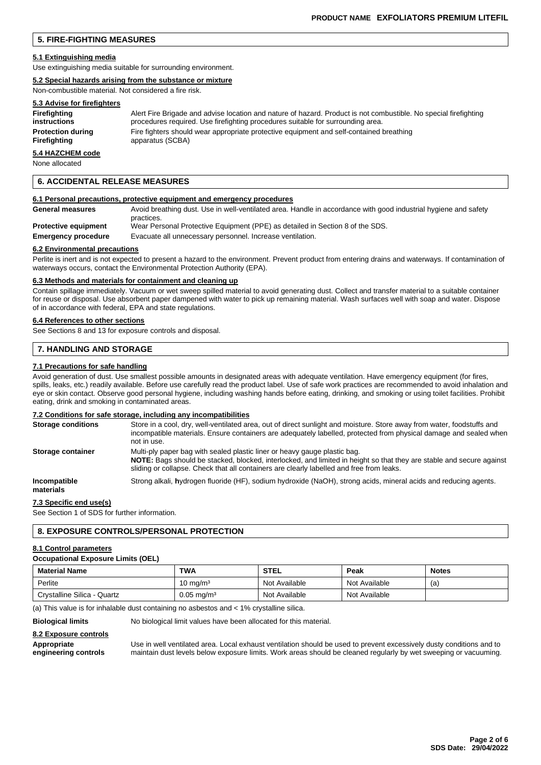## 5. FIRE-FIGHTING MEASURES

### 5.1 Extinguishing media

Use extinguishing media suitable for surrounding environment.

### 5.2 Special hazards arising from the substance or mixture

Non-combustible material. Not considered a fire risk.

### 5.3 Advise for firefighters

**Firefighting instructions** Alert Fire Brigade and advise location and nature of hazard. Product is not combustible. No special firefighting procedures required. Use firefighting procedures suitable for surrounding area.

**Protection during Firefighting** Fire fighters should wear appropriate protective equipment and self-contained breathing apparatus (SCBA)

### 5.4 HAZCHEM code

None allocated

## 6. ACCIDENTAL RELEASE MEASURES

### 6.1 Personal precautions, protective equipment and emergency procedures

**General measures** Avoid breathing dust. Use in well-ventilated area. Handle in accordance with good industrial hygiene and safety practices.

**Protective equipment** Wear Personal Protective Equipment (PPE) as detailed in Section 8 of the SDS.

**Emergency procedure** Evacuate all unnecessary personnel. Increase ventilation.

### 6.2 Environmental precautions

Perlite is inert and is not expected to present a hazard to the environment. Prevent product from entering drains and waterways. If contamination of waterways occurs, contact the Environmental Protection Authority (EPA).

### 6.3 Methods and materials for containment and cleaning up

Contain spillage immediately. Vacuum or wet sweep spilled material to avoid generating dust. Collect and transfer material to a suitable container for reuse or disposal. Use absorbent paper dampened with water to pick up remaining material. Wash surfaces well with soap and water. Dispose of in accordance with federal, EPA and state regulations.

### 6.4 References to other sections

See Sections 8 and 13 for exposure controls and disposal.

## 7. HANDLING AND STORAGE

### 7.1 Precautions for safe handling

Avoid generation of dust. Use smallest possible amounts in designated areas with adequate ventilation. Have emergency equipment (for fires, spills, leaks, etc.) readily available. Before use carefully read the product label. Use of safe work practices are recommended to avoid inhalation and eye or skin contact. Observe good personal hygiene, including washing hands before eating, drinking, and smoking or using toilet facilities. Prohibit eating, drink and smoking in contaminated areas.

### 7.2 Conditions for safe storage, including any incompatibilities

**Storage conditions** Store in a cool, dry, well-ventilated area, out of direct sunlight and moisture. Store away from water, foodstuffs and incompatible materials. Ensure containers are adequately labelled, protected from physical damage and sealed when not in use.

**Storage container** Multi-ply paper bag with sealed plastic liner or heavy gauge plastic bag.
**NOTE:** Bags should be stacked, blocked, interlocked, and limited in height so that they are stable and secure against sliding or collapse. Check that all containers are clearly labelled and free from leaks.

**Incompatible materials** Strong alkali, **h**ydrogen fluoride (HF), sodium hydroxide (NaOH), strong acids, mineral acids and reducing agents.

### 7.3 Specific end use(s)

See Section 1 of SDS for further information.

## 8. EXPOSURE CONTROLS/PERSONAL PROTECTION

### 8.1 Control parameters

**Occupational Exposure Limits (OEL)**

| Material Name | TWA | STEL | Peak | Notes |
|---|---|---|---|---|
| Perlite | 10 mg/m³ | Not Available | Not Available | (a) |
| Crystalline Silica - Quartz | 0.05 mg/m³ | Not Available | Not Available | |

(a) This value is for inhalable dust containing no asbestos and < 1% crystalline silica.

**Biological limits** No biological limit values have been allocated for this material.

### 8.2 Exposure controls

**Appropriate engineering controls** Use in well ventilated area. Local exhaust ventilation should be used to prevent excessively dusty conditions and to maintain dust levels below exposure limits. Work areas should be cleaned regularly by wet sweeping or vacuuming.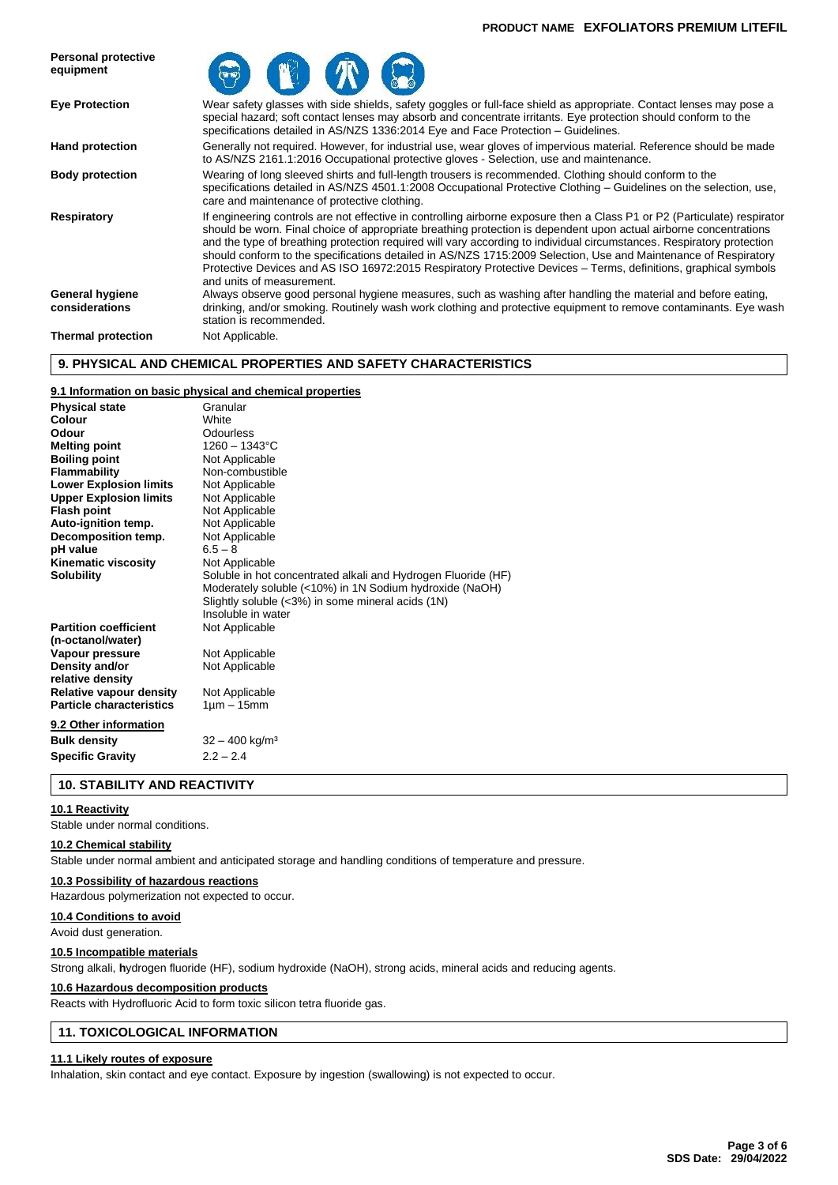| | |
|---|---|
| **Personal protective equipment** | |
| **Eye Protection** | Wear safety glasses with side shields, safety goggles or full-face shield as appropriate. Contact lenses may pose a special hazard; soft contact lenses may absorb and concentrate irritants. Eye protection should conform to the specifications detailed in AS/NZS 1336:2014 Eye and Face Protection – Guidelines. |
| **Hand protection** | Generally not required. However, for industrial use, wear gloves of impervious material. Reference should be made to AS/NZS 2161.1:2016 Occupational protective gloves - Selection, use and maintenance. |
| **Body protection** | Wearing of long sleeved shirts and full-length trousers is recommended. Clothing should conform to the specifications detailed in AS/NZS 4501.1:2008 Occupational Protective Clothing – Guidelines on the selection, use, care and maintenance of protective clothing. |
| **Respiratory** | If engineering controls are not effective in controlling airborne exposure then a Class P1 or P2 (Particulate) respirator should be worn. Final choice of appropriate breathing protection is dependent upon actual airborne concentrations and the type of breathing protection required will vary according to individual circumstances. Respiratory protection should conform to the specifications detailed in AS/NZS 1715:2009 Selection, Use and Maintenance of Respiratory Protective Devices and AS ISO 16972:2015 Respiratory Protective Devices – Terms, definitions, graphical symbols and units of measurement. |
| **General hygiene considerations** | Always observe good personal hygiene measures, such as washing after handling the material and before eating, drinking, and/or smoking. Routinely wash work clothing and protective equipment to remove contaminants. Eye wash station is recommended. |
| **Thermal protection** | Not Applicable. |

## 9. PHYSICAL AND CHEMICAL PROPERTIES AND SAFETY CHARACTERISTICS

### 9.1 Information on basic physical and chemical properties

| | |
|---|---|
| **Physical state** | Granular |
| **Colour** | White |
| **Odour** | Odourless |
| **Melting point** | 1260 – 1343°C |
| **Boiling point** | Not Applicable |
| **Flammability** | Non-combustible |
| **Lower Explosion limits** | Not Applicable |
| **Upper Explosion limits** | Not Applicable |
| **Flash point** | Not Applicable |
| **Auto-ignition temp.** | Not Applicable |
| **Decomposition temp.** | Not Applicable |
| **pH value** | 6.5 – 8 |
| **Kinematic viscosity** | Not Applicable |
| **Solubility** | Soluble in hot concentrated alkali and Hydrogen Fluoride (HF)<br>Moderately soluble (<10%) in 1N Sodium hydroxide (NaOH)<br>Slightly soluble (<3%) in some mineral acids (1N)<br>Insoluble in water |
| **Partition coefficient (n-octanol/water)** | Not Applicable |
| **Vapour pressure** | Not Applicable |
| **Density and/or relative density** | Not Applicable |
| **Relative vapour density** | Not Applicable |
| **Particle characteristics** | 1µm – 15mm |

### 9.2 Other information

| | |
|---|---|
| **Bulk density** | 32 – 400 kg/m³ |
| **Specific Gravity** | 2.2 – 2.4 |

## 10. STABILITY AND REACTIVITY

### 10.1 Reactivity

Stable under normal conditions.

### 10.2 Chemical stability

Stable under normal ambient and anticipated storage and handling conditions of temperature and pressure.

### 10.3 Possibility of hazardous reactions

Hazardous polymerization not expected to occur.

### 10.4 Conditions to avoid

Avoid dust generation.

### 10.5 Incompatible materials

Strong alkali, **h**ydrogen fluoride (HF), sodium hydroxide (NaOH), strong acids, mineral acids and reducing agents.

### 10.6 Hazardous decomposition products

Reacts with Hydrofluoric Acid to form toxic silicon tetra fluoride gas.

## 11. TOXICOLOGICAL INFORMATION

### 11.1 Likely routes of exposure

Inhalation, skin contact and eye contact. Exposure by ingestion (swallowing) is not expected to occur.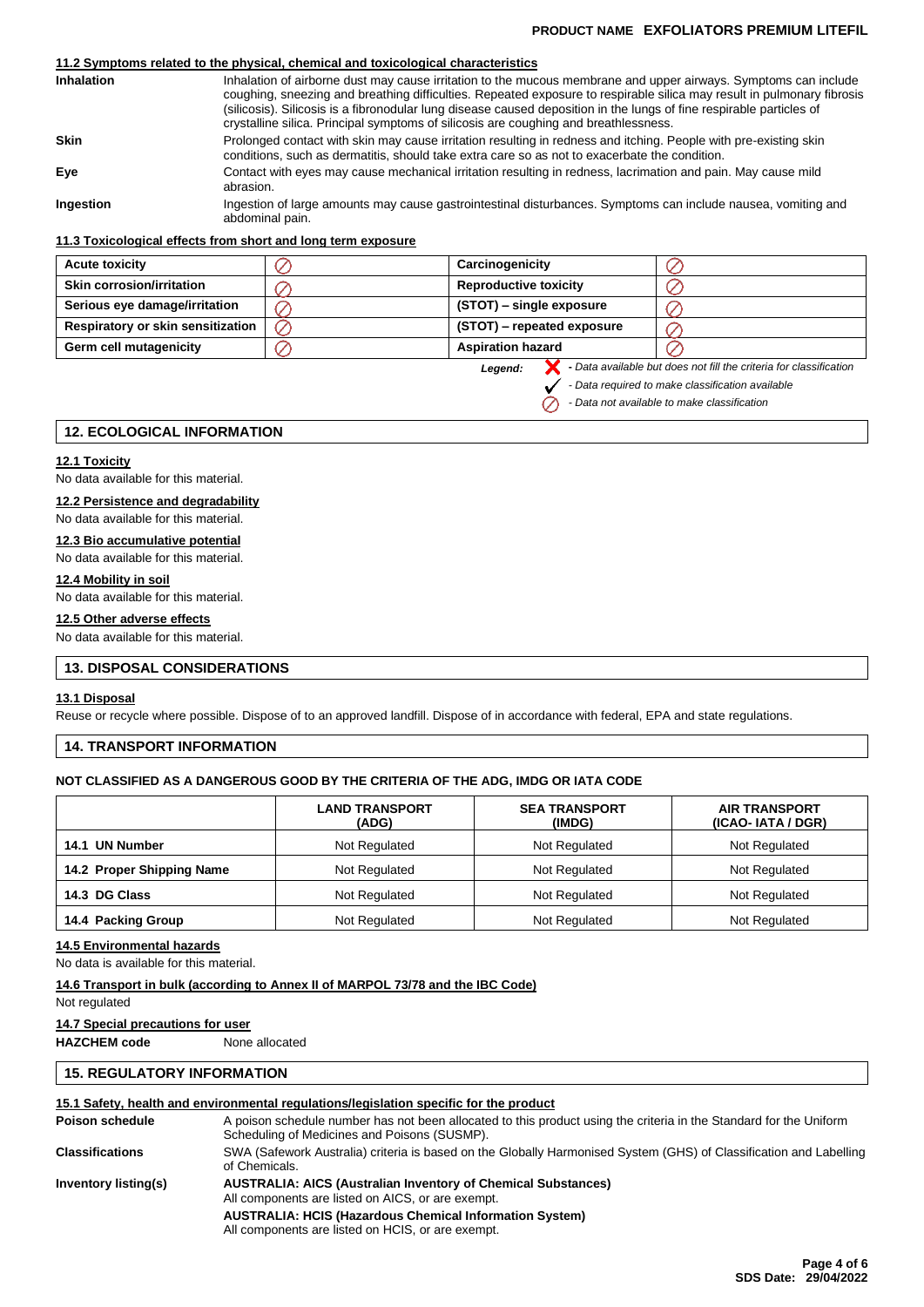**PRODUCT NAME EXFOLIATORS PREMIUM LITEFIL**

### 11.2 Symptoms related to the physical, chemical and toxicological characteristics

**Inhalation** Inhalation of airborne dust may cause irritation to the mucous membrane and upper airways. Symptoms can include coughing, sneezing and breathing difficulties. Repeated exposure to respirable silica may result in pulmonary fibrosis (silicosis). Silicosis is a fibronodular lung disease caused deposition in the lungs of fine respirable particles of crystalline silica. Principal symptoms of silicosis are coughing and breathlessness.

**Skin** Prolonged contact with skin may cause irritation resulting in redness and itching. People with pre-existing skin conditions, such as dermatitis, should take extra care so as not to exacerbate the condition.

**Eye** Contact with eyes may cause mechanical irritation resulting in redness, lacrimation and pain. May cause mild abrasion.

**Ingestion** Ingestion of large amounts may cause gastrointestinal disturbances. Symptoms can include nausea, vomiting and abdominal pain.

### 11.3 Toxicological effects from short and long term exposure

| Acute toxicity | ⊘ | Carcinogenicity | ⊘ |
|---|---|---|---|
| Skin corrosion/irritation | ⊘ | Reproductive toxicity | ⊘ |
| Serious eye damage/irritation | ⊘ | (STOT) – single exposure | ⊘ |
| Respiratory or skin sensitization | ⊘ | (STOT) – repeated exposure | ⊘ |
| Germ cell mutagenicity | ⊘ | Aspiration hazard | ⊘ |

*Legend:*
- ✗ *- Data available but does not fill the criteria for classification*
- ✓ *- Data required to make classification available*
- ⊘ *- Data not available to make classification*

## 12. ECOLOGICAL INFORMATION

### 12.1 Toxicity
No data available for this material.

### 12.2 Persistence and degradability
No data available for this material.

### 12.3 Bio accumulative potential
No data available for this material.

### 12.4 Mobility in soil
No data available for this material.

### 12.5 Other adverse effects
No data available for this material.

## 13. DISPOSAL CONSIDERATIONS

### 13.1 Disposal
Reuse or recycle where possible. Dispose of to an approved landfill. Dispose of in accordance with federal, EPA and state regulations.

## 14. TRANSPORT INFORMATION

**NOT CLASSIFIED AS A DANGEROUS GOOD BY THE CRITERIA OF THE ADG, IMDG OR IATA CODE**

| | LAND TRANSPORT (ADG) | SEA TRANSPORT (IMDG) | AIR TRANSPORT (ICAO- IATA / DGR) |
|---|---|---|---|
| 14.1 UN Number | Not Regulated | Not Regulated | Not Regulated |
| 14.2 Proper Shipping Name | Not Regulated | Not Regulated | Not Regulated |
| 14.3 DG Class | Not Regulated | Not Regulated | Not Regulated |
| 14.4 Packing Group | Not Regulated | Not Regulated | Not Regulated |

### 14.5 Environmental hazards
No data is available for this material.

### 14.6 Transport in bulk (according to Annex II of MARPOL 73/78 and the IBC Code)
Not regulated

### 14.7 Special precautions for user
**HAZCHEM code** None allocated

## 15. REGULATORY INFORMATION

### 15.1 Safety, health and environmental regulations/legislation specific for the product

**Poison schedule** A poison schedule number has not been allocated to this product using the criteria in the Standard for the Uniform Scheduling of Medicines and Poisons (SUSMP).

**Classifications** SWA (Safework Australia) criteria is based on the Globally Harmonised System (GHS) of Classification and Labelling of Chemicals.

**Inventory listing(s)**
**AUSTRALIA: AICS (Australian Inventory of Chemical Substances)**
All components are listed on AICS, or are exempt.
**AUSTRALIA: HCIS (Hazardous Chemical Information System)**
All components are listed on HCIS, or are exempt.

**SDS Date: 29/04/2022**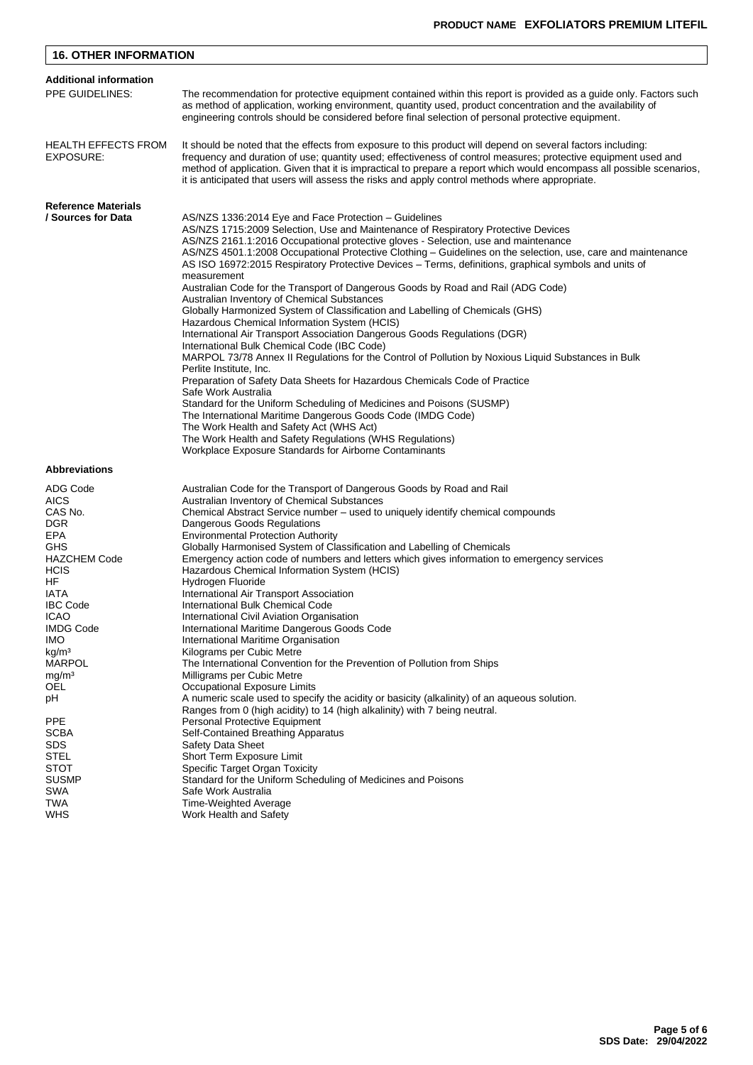## 16. OTHER INFORMATION

### Additional information

**PPE GUIDELINES:** The recommendation for protective equipment contained within this report is provided as a guide only. Factors such as method of application, working environment, quantity used, product concentration and the availability of engineering controls should be considered before final selection of personal protective equipment.

**HEALTH EFFECTS FROM EXPOSURE:** It should be noted that the effects from exposure to this product will depend on several factors including: frequency and duration of use; quantity used; effectiveness of control measures; protective equipment used and method of application. Given that it is impractical to prepare a report which would encompass all possible scenarios, it is anticipated that users will assess the risks and apply control methods where appropriate.

### Reference Materials / Sources for Data

AS/NZS 1336:2014 Eye and Face Protection – Guidelines
AS/NZS 1715:2009 Selection, Use and Maintenance of Respiratory Protective Devices
AS/NZS 2161.1:2016 Occupational protective gloves - Selection, use and maintenance
AS/NZS 4501.1:2008 Occupational Protective Clothing – Guidelines on the selection, use, care and maintenance
AS ISO 16972:2015 Respiratory Protective Devices – Terms, definitions, graphical symbols and units of measurement
Australian Code for the Transport of Dangerous Goods by Road and Rail (ADG Code)
Australian Inventory of Chemical Substances
Globally Harmonized System of Classification and Labelling of Chemicals (GHS)
Hazardous Chemical Information System (HCIS)
International Air Transport Association Dangerous Goods Regulations (DGR)
International Bulk Chemical Code (IBC Code)
MARPOL 73/78 Annex II Regulations for the Control of Pollution by Noxious Liquid Substances in Bulk
Perlite Institute, Inc.
Preparation of Safety Data Sheets for Hazardous Chemicals Code of Practice
Safe Work Australia
Standard for the Uniform Scheduling of Medicines and Poisons (SUSMP)
The International Maritime Dangerous Goods Code (IMDG Code)
The Work Health and Safety Act (WHS Act)
The Work Health and Safety Regulations (WHS Regulations)
Workplace Exposure Standards for Airborne Contaminants

### Abbreviations

| Abbreviation | Meaning |
|---|---|
| ADG Code | Australian Code for the Transport of Dangerous Goods by Road and Rail |
| AICS | Australian Inventory of Chemical Substances |
| CAS No. | Chemical Abstract Service number – used to uniquely identify chemical compounds |
| DGR | Dangerous Goods Regulations |
| EPA | Environmental Protection Authority |
| GHS | Globally Harmonised System of Classification and Labelling of Chemicals |
| HAZCHEM Code | Emergency action code of numbers and letters which gives information to emergency services |
| HCIS | Hazardous Chemical Information System (HCIS) |
| HF | Hydrogen Fluoride |
| IATA | International Air Transport Association |
| IBC Code | International Bulk Chemical Code |
| ICAO | International Civil Aviation Organisation |
| IMDG Code | International Maritime Dangerous Goods Code |
| IMO | International Maritime Organisation |
| $kg/m^3$ | Kilograms per Cubic Metre |
| MARPOL | The International Convention for the Prevention of Pollution from Ships |
| $mg/m^3$ | Milligrams per Cubic Metre |
| OEL | Occupational Exposure Limits |
| pH | A numeric scale used to specify the acidity or basicity (alkalinity) of an aqueous solution. Ranges from 0 (high acidity) to 14 (high alkalinity) with 7 being neutral. |
| PPE | Personal Protective Equipment |
| SCBA | Self-Contained Breathing Apparatus |
| SDS | Safety Data Sheet |
| STEL | Short Term Exposure Limit |
| STOT | Specific Target Organ Toxicity |
| SUSMP | Standard for the Uniform Scheduling of Medicines and Poisons |
| SWA | Safe Work Australia |
| TWA | Time-Weighted Average |
| WHS | Work Health and Safety |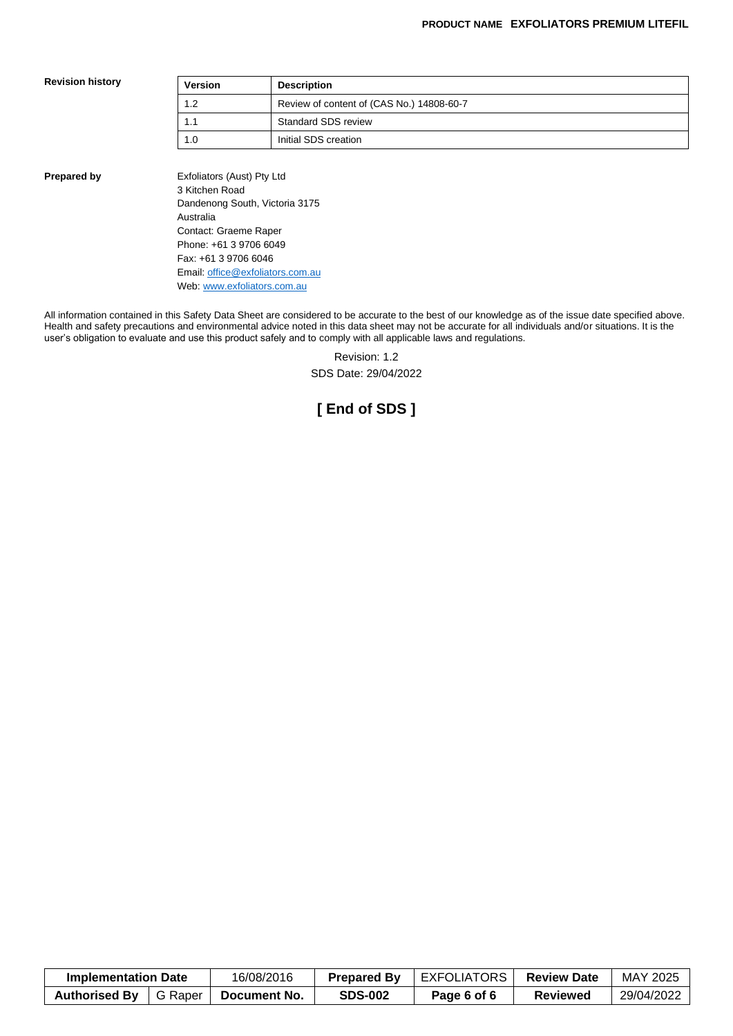**Revision history**

| Version | Description |
| --- | --- |
| 1.2 | Review of content of (CAS No.) 14808-60-7 |
| 1.1 | Standard SDS review |
| 1.0 | Initial SDS creation |

**Prepared by**

Exfoliators (Aust) Pty Ltd
3 Kitchen Road
Dandenong South, Victoria 3175
Australia
Contact: Graeme Raper
Phone: +61 3 9706 6049
Fax: +61 3 9706 6046
Email: office@exfoliators.com.au
Web: www.exfoliators.com.au

All information contained in this Safety Data Sheet are considered to be accurate to the best of our knowledge as of the issue date specified above. Health and safety precautions and environmental advice noted in this data sheet may not be accurate for all individuals and/or situations. It is the user's obligation to evaluate and use this product safely and to comply with all applicable laws and regulations.

Revision: 1.2

SDS Date: 29/04/2022

## [ End of SDS ]